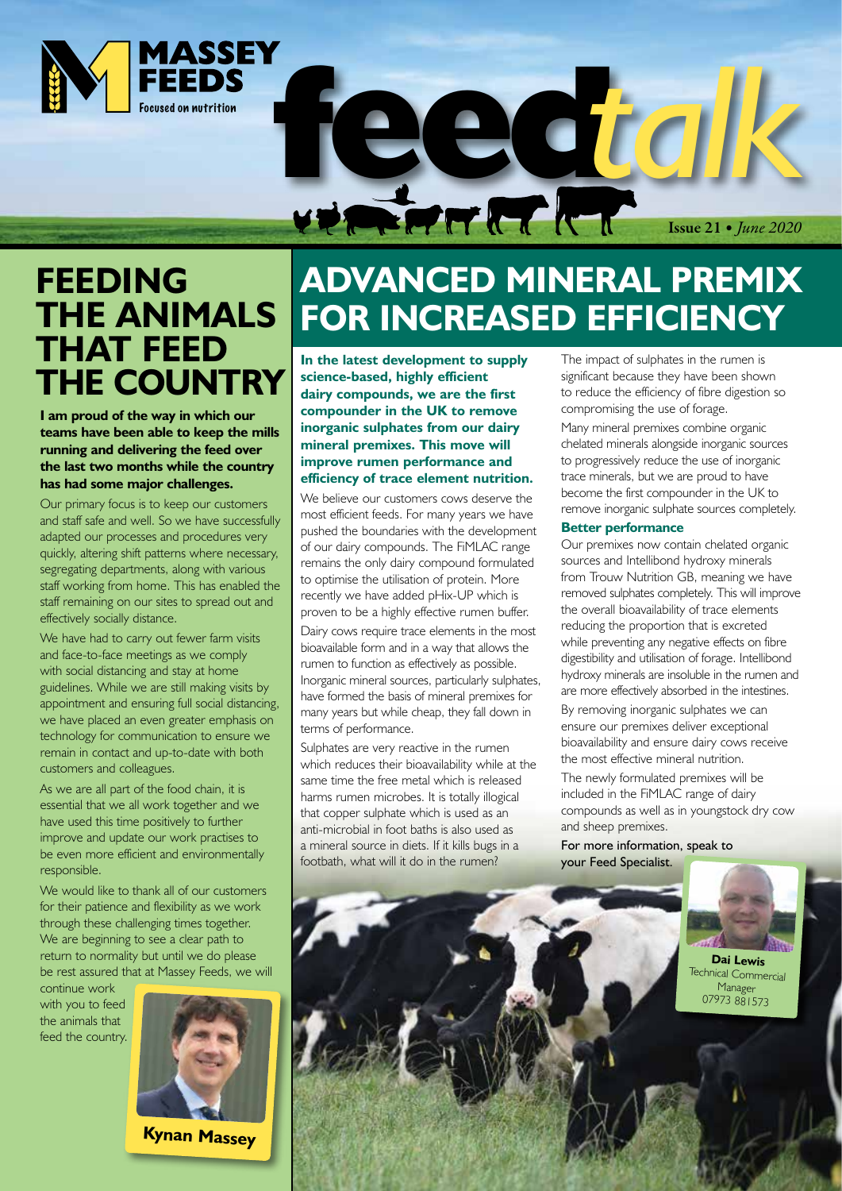MASSEY FEEDS

Focused on nutrition

# feed*talk*

**Issue 21 • *June 2020***

## FEEDING THE ANIMALS THAT FEED THE COUNTRY

**I am proud of the way in which our teams have been able to keep the mills running and delivering the feed over the last two months while the country has had some major challenges.**

Our primary focus is to keep our customers and staff safe and well. So we have successfully adapted our processes and procedures very quickly, altering shift patterns where necessary, segregating departments, along with various staff working from home. This has enabled the staff remaining on our sites to spread out and effectively socially distance.

We have had to carry out fewer farm visits and face-to-face meetings as we comply with social distancing and stay at home guidelines. While we are still making visits by appointment and ensuring full social distancing, we have placed an even greater emphasis on technology for communication to ensure we remain in contact and up-to-date with both customers and colleagues.

As we are all part of the food chain, it is essential that we all work together and we have used this time positively to further improve and update our work practises to be even more efficient and environmentally responsible.

We would like to thank all of our customers for their patience and flexibility as we work through these challenging times together. We are beginning to see a clear path to return to normality but until we do please be rest assured that at Massey Feeds, we will continue work with you to feed the animals that feed the country.

**Kynan Massey**

## ADVANCED MINERAL PREMIX FOR INCREASED EFFICIENCY

**In the latest development to supply science-based, highly efficient dairy compounds, we are the first compounder in the UK to remove inorganic sulphates from our dairy mineral premixes. This move will improve rumen performance and efficiency of trace element nutrition.**

We believe our customers cows deserve the most efficient feeds. For many years we have pushed the boundaries with the development of our dairy compounds. The FiMLAC range remains the only dairy compound formulated to optimise the utilisation of protein. More recently we have added pHix-UP which is proven to be a highly effective rumen buffer.

Dairy cows require trace elements in the most bioavailable form and in a way that allows the rumen to function as effectively as possible. Inorganic mineral sources, particularly sulphates, have formed the basis of mineral premixes for many years but while cheap, they fall down in terms of performance.

Sulphates are very reactive in the rumen which reduces their bioavailability while at the same time the free metal which is released harms rumen microbes. It is totally illogical that copper sulphate which is used as an anti-microbial in foot baths is also used as a mineral source in diets. If it kills bugs in a footbath, what will it do in the rumen?

The impact of sulphates in the rumen is significant because they have been shown to reduce the efficiency of fibre digestion so compromising the use of forage.

Many mineral premixes combine organic chelated minerals alongside inorganic sources to progressively reduce the use of inorganic trace minerals, but we are proud to have become the first compounder in the UK to remove inorganic sulphate sources completely.

### Better performance

Our premixes now contain chelated organic sources and Intellibond hydroxy minerals from Trouw Nutrition GB, meaning we have removed sulphates completely. This will improve the overall bioavailability of trace elements reducing the proportion that is excreted while preventing any negative effects on fibre digestibility and utilisation of forage. Intellibond hydroxy minerals are insoluble in the rumen and are more effectively absorbed in the intestines.

By removing inorganic sulphates we can ensure our premixes deliver exceptional bioavailability and ensure dairy cows receive the most effective mineral nutrition.

The newly formulated premixes will be included in the FiMLAC range of dairy compounds as well as in youngstock dry cow and sheep premixes.

For more information, speak to your Feed Specialist.

**Dai Lewis**
Technical Commercial Manager
07973 881573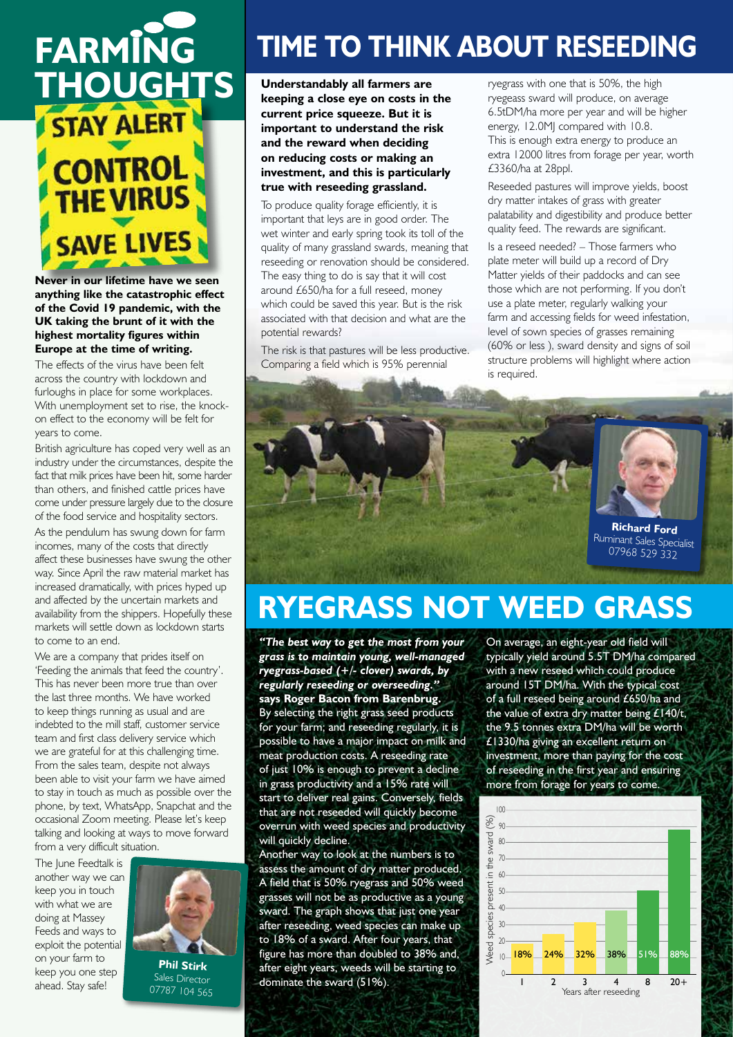# FARMING THOUGHTS

STAY ALERT
CONTROL THE VIRUS
SAVE LIVES

**Never in our lifetime have we seen anything like the catastrophic effect of the Covid 19 pandemic, with the UK taking the brunt of it with the highest mortality figures within Europe at the time of writing.**

The effects of the virus have been felt across the country with lockdown and furloughs in place for some workplaces. With unemployment set to rise, the knock-on effect to the economy will be felt for years to come.

British agriculture has coped very well as an industry under the circumstances, despite the fact that milk prices have been hit, some harder than others, and finished cattle prices have come under pressure largely due to the closure of the food service and hospitality sectors.

As the pendulum has swung down for farm incomes, many of the costs that directly affect these businesses have swung the other way. Since April the raw material market has increased dramatically, with prices hyped up and affected by the uncertain markets and availability from the shippers. Hopefully these markets will settle down as lockdown starts to come to an end.

We are a company that prides itself on 'Feeding the animals that feed the country'. This has never been more true than over the last three months. We have worked to keep things running as usual and are indebted to the mill staff, customer service team and first class delivery service which we are grateful for at this challenging time. From the sales team, despite not always been able to visit your farm we have aimed to stay in touch as much as possible over the phone, by text, WhatsApp, Snapchat and the occasional Zoom meeting. Please let's keep talking and looking at ways to move forward from a very difficult situation.

The June Feedtalk is another way we can keep you in touch with what we are doing at Massey Feeds and ways to exploit the potential on your farm to keep you one step ahead. Stay safe!

**Phil Stirk**
Sales Director
07787 104 565

# TIME TO THINK ABOUT RESEEDING

**Understandably all farmers are keeping a close eye on costs in the current price squeeze. But it is important to understand the risk and the reward when deciding on reducing costs or making an investment, and this is particularly true with reseeding grassland.**

To produce quality forage efficiently, it is important that leys are in good order. The wet winter and early spring took its toll of the quality of many grassland swards, meaning that reseeding or renovation should be considered. The easy thing to do is say that it will cost around £650/ha for a full reseed, money which could be saved this year. But is the risk associated with that decision and what are the potential rewards?

The risk is that pastures will be less productive. Comparing a field which is 95% perennial ryegrass with one that is 50%, the high ryegeass sward will produce, on average 6.5tDM/ha more per year and will be higher energy, 12.0MJ compared with 10.8. This is enough extra energy to produce an extra 12000 litres from forage per year, worth £3360/ha at 28ppl.

Reseeded pastures will improve yields, boost dry matter intakes of grass with greater palatability and digestibility and produce better quality feed. The rewards are significant.

Is a reseed needed? – Those farmers who plate meter will build up a record of Dry Matter yields of their paddocks and can see those which are not performing. If you don't use a plate meter, regularly walking your farm and accessing fields for weed infestation, level of sown species of grasses remaining (60% or less ), sward density and signs of soil structure problems will highlight where action is required.

**Richard Ford**
Ruminant Sales Specialist
07968 529 332

# RYEGRASS NOT WEED GRASS

***"The best way to get the most from your grass is to maintain young, well-managed ryegrass-based (+/- clover) swards, by regularly reseeding or overseeding."* says Roger Bacon from Barenbrug.**

By selecting the right grass seed products for your farm; and reseeding regularly, it is possible to have a major impact on milk and meat production costs. A reseeding rate of just 10% is enough to prevent a decline in grass productivity and a 15% rate will start to deliver real gains. Conversely, fields that are not reseeded will quickly become overrun with weed species and productivity will quickly decline.

Another way to look at the numbers is to assess the amount of dry matter produced. A field that is 50% ryegrass and 50% weed grasses will not be as productive as a young sward. The graph shows that just one year after reseeding, weed species can make up to 18% of a sward. After four years, that figure has more than doubled to 38% and, after eight years, weeds will be starting to dominate the sward (51%).

On average, an eight-year old field will typically yield around 5.5T DM/ha compared with a new reseed which could produce around 15T DM/ha. With the typical cost of a full reseed being around £650/ha and the value of extra dry matter being £140/t, the 9.5 tonnes extra DM/ha will be worth £1330/ha giving an excellent return on investment, more than paying for the cost of reseeding in the first year and ensuring more from forage for years to come.

| Years after reseeding | Weed species present in the sward (%) |
|---|---|
| 1 | 18% |
| 2 | 24% |
| 3 | 32% |
| 4 | 38% |
| 8 | 51% |
| 20+ | 88% |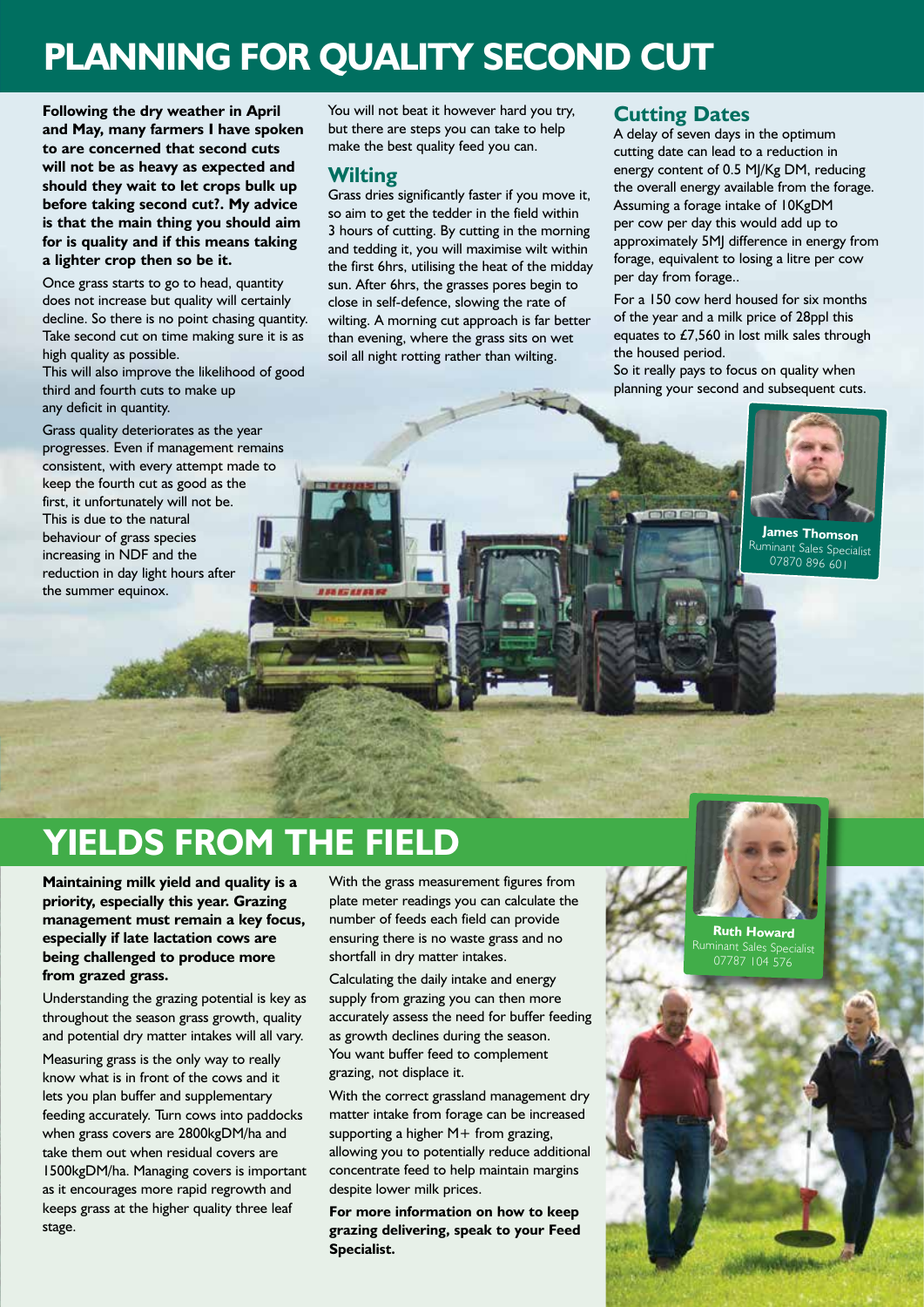# PLANNING FOR QUALITY SECOND CUT

**Following the dry weather in April and May, many farmers I have spoken to are concerned that second cuts will not be as heavy as expected and should they wait to let crops bulk up before taking second cut?. My advice is that the main thing you should aim for is quality and if this means taking a lighter crop then so be it.**

Once grass starts to go to head, quantity does not increase but quality will certainly decline. So there is no point chasing quantity. Take second cut on time making sure it is as high quality as possible.

This will also improve the likelihood of good third and fourth cuts to make up any deficit in quantity.

Grass quality deteriorates as the year progresses. Even if management remains consistent, with every attempt made to keep the fourth cut as good as the first, it unfortunately will not be. This is due to the natural behaviour of grass species increasing in NDF and the reduction in day light hours after the summer equinox.

You will not beat it however hard you try, but there are steps you can take to help make the best quality feed you can.

## Wilting

Grass dries significantly faster if you move it, so aim to get the tedder in the field within 3 hours of cutting. By cutting in the morning and tedding it, you will maximise wilt within the first 6hrs, utilising the heat of the midday sun. After 6hrs, the grasses pores begin to close in self-defence, slowing the rate of wilting. A morning cut approach is far better than evening, where the grass sits on wet soil all night rotting rather than wilting.

## Cutting Dates

A delay of seven days in the optimum cutting date can lead to a reduction in energy content of 0.5 MJ/Kg DM, reducing the overall energy available from the forage. Assuming a forage intake of 10KgDM per cow per day this would add up to approximately 5MJ difference in energy from forage, equivalent to losing a litre per cow per day from forage..

For a 150 cow herd housed for six months of the year and a milk price of 28ppl this equates to £7,560 in lost milk sales through the housed period.

So it really pays to focus on quality when planning your second and subsequent cuts.

**James Thomson**
Ruminant Sales Specialist
07870 896 601

# YIELDS FROM THE FIELD

**Maintaining milk yield and quality is a priority, especially this year. Grazing management must remain a key focus, especially if late lactation cows are being challenged to produce more from grazed grass.**

Understanding the grazing potential is key as throughout the season grass growth, quality and potential dry matter intakes will all vary.

Measuring grass is the only way to really know what is in front of the cows and it lets you plan buffer and supplementary feeding accurately. Turn cows into paddocks when grass covers are 2800kgDM/ha and take them out when residual covers are 1500kgDM/ha. Managing covers is important as it encourages more rapid regrowth and keeps grass at the higher quality three leaf stage.

With the grass measurement figures from plate meter readings you can calculate the number of feeds each field can provide ensuring there is no waste grass and no shortfall in dry matter intakes.

Calculating the daily intake and energy supply from grazing you can then more accurately assess the need for buffer feeding as growth declines during the season. You want buffer feed to complement grazing, not displace it.

With the correct grassland management dry matter intake from forage can be increased supporting a higher M+ from grazing, allowing you to potentially reduce additional concentrate feed to help maintain margins despite lower milk prices.

**For more information on how to keep grazing delivering, speak to your Feed Specialist.**

**Ruth Howard**
Ruminant Sales Specialist
07787 104 576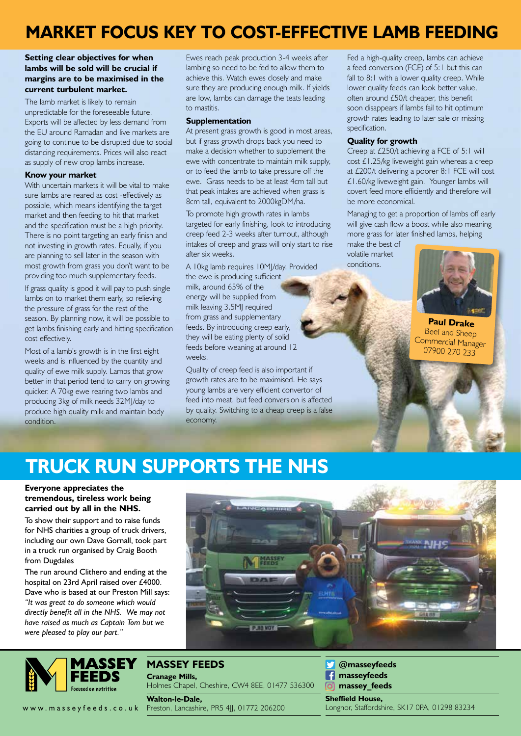# MARKET FOCUS KEY TO COST-EFFECTIVE LAMB FEEDING

**Setting clear objectives for when lambs will be sold will be crucial if margins are to be maximised in the current turbulent market.**

The lamb market is likely to remain unpredictable for the foreseeable future. Exports will be affected by less demand from the EU around Ramadan and live markets are going to continue to be disrupted due to social distancing requirements. Prices will also react as supply of new crop lambs increase.

### Know your market

With uncertain markets it will be vital to make sure lambs are reared as cost -effectively as possible, which means identifying the target market and then feeding to hit that market and the specification must be a high priority. There is no point targeting an early finish and not investing in growth rates. Equally, if you are planning to sell later in the season with most growth from grass you don't want to be providing too much supplementary feeds.

If grass quality is good it will pay to push single lambs on to market them early, so relieving the pressure of grass for the rest of the season. By planning now, it will be possible to get lambs finishing early and hitting specification cost effectively.

Most of a lamb's growth is in the first eight weeks and is influenced by the quantity and quality of ewe milk supply. Lambs that grow better in that period tend to carry on growing quicker. A 70kg ewe rearing two lambs and producing 3kg of milk needs 32MJ/day to produce high quality milk and maintain body condition.

Ewes reach peak production 3-4 weeks after lambing so need to be fed to allow them to achieve this. Watch ewes closely and make sure they are producing enough milk. If yields are low, lambs can damage the teats leading to mastitis.

### Supplementation

At present grass growth is good in most areas, but if grass growth drops back you need to make a decision whether to supplement the ewe with concentrate to maintain milk supply, or to feed the lamb to take pressure off the ewe. Grass needs to be at least 4cm tall but that peak intakes are achieved when grass is 8cm tall, equivalent to 2000kgDM/ha.

To promote high growth rates in lambs targeted for early finishing, look to introducing creep feed 2-3 weeks after turnout, although intakes of creep and grass will only start to rise after six weeks.

A 10kg lamb requires 10MJ/day. Provided the ewe is producing sufficient milk, around 65% of the energy will be supplied from milk leaving 3.5MJ required from grass and supplementary feeds. By introducing creep early, they will be eating plenty of solid feeds before weaning at around 12 weeks.

Quality of creep feed is also important if growth rates are to be maximised. He says young lambs are very efficient convertor of feed into meat, but feed conversion is affected by quality. Switching to a cheap creep is a false economy.

Fed a high-quality creep, lambs can achieve a feed conversion (FCE) of 5:1 but this can fall to 8:1 with a lower quality creep. While lower quality feeds can look better value, often around £50/t cheaper, this benefit soon disappears if lambs fail to hit optimum growth rates leading to later sale or missing specification.

### Quality for growth

Creep at £250/t achieving a FCE of 5:1 will cost £1.25/kg liveweight gain whereas a creep at £200/t delivering a poorer 8:1 FCE will cost £1.60/kg liveweight gain. Younger lambs will covert feed more efficiently and therefore will be more economical.

Managing to get a proportion of lambs off early will give cash flow a boost while also meaning more grass for later finished lambs, helping make the best of volatile market conditions.

**Paul Drake**
Beef and Sheep Commercial Manager
07900 270 233

# TRUCK RUN SUPPORTS THE NHS

**Everyone appreciates the tremendous, tireless work being carried out by all in the NHS.**

To show their support and to raise funds for NHS charities a group of truck drivers, including our own Dave Gornall, took part in a truck run organised by Craig Booth from Dugdales

The run around Clithero and ending at the hospital on 23rd April raised over £4000. Dave who is based at our Preston Mill says: *"It was great to do someone which would directly benefit all in the NHS. We may not have raised as much as Captain Tom but we were pleased to play our part."*

**MASSEY FEEDS**
Focused on nutrition

www.masseyfeeds.co.uk

**MASSEY FEEDS**

**Cranage Mills,**
Holmes Chapel, Cheshire, CW4 8EE, 01477 536300

**Walton-le-Dale,**
Preston, Lancashire, PR5 4JJ, 01772 206200

**@masseyfeeds**
**masseyfeeds**
**massey_feeds**

**Sheffield House,**
Longnor, Staffordshire, SK17 0PA, 01298 83234